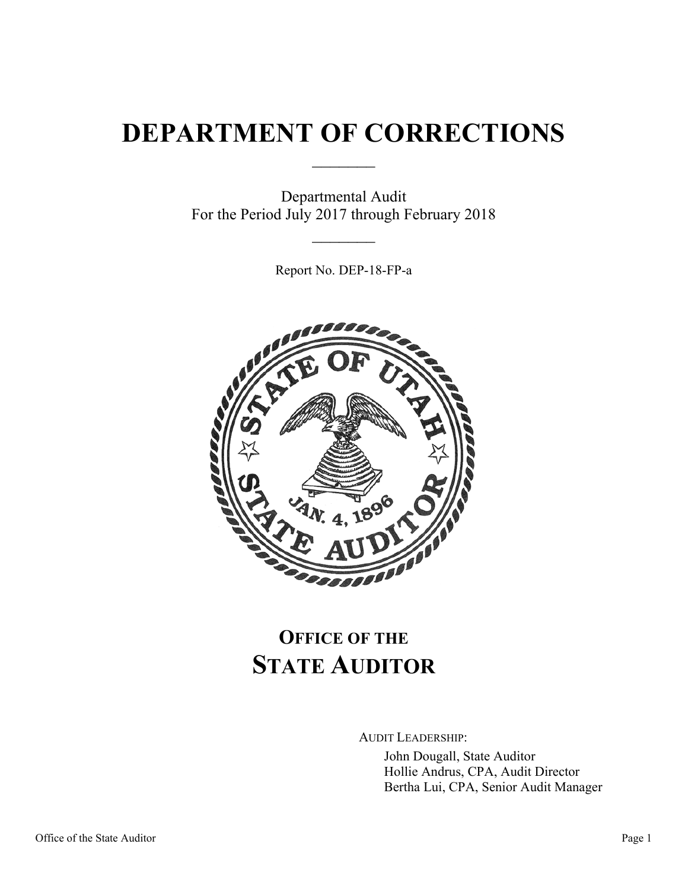# DEPARTMENT OF CORRECTIONS

Departmental Audit
For the Period July 2017 through February 2018

Report No. DEP-18-FP-a

**OFFICE OF THE**
**STATE AUDITOR**

AUDIT LEADERSHIP:

John Dougall, State Auditor
Hollie Andrus, CPA, Audit Director
Bertha Lui, CPA, Senior Audit Manager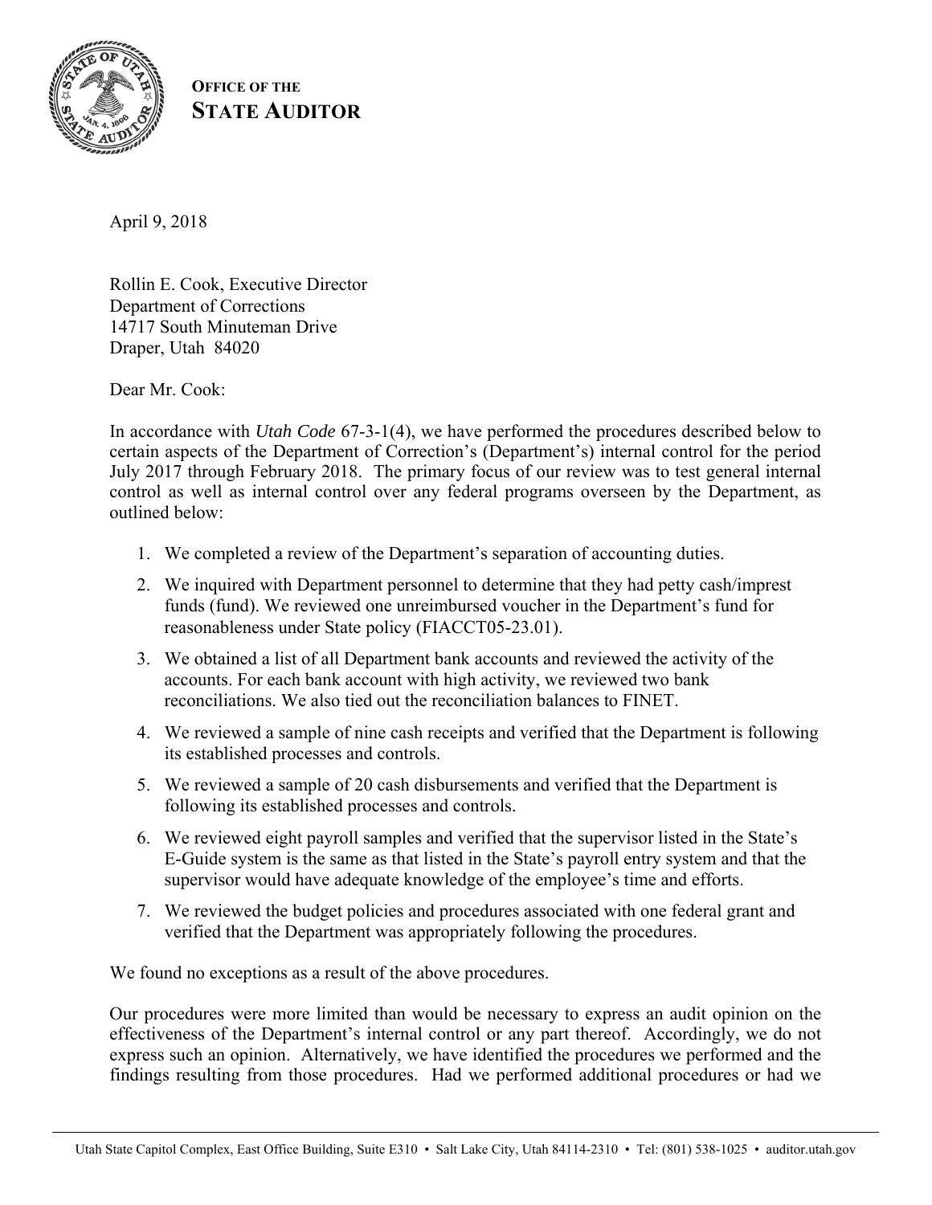**OFFICE OF THE STATE AUDITOR**

April 9, 2018

Rollin E. Cook, Executive Director
Department of Corrections
14717 South Minuteman Drive
Draper, Utah 84020

Dear Mr. Cook:

In accordance with *Utah Code* 67-3-1(4), we have performed the procedures described below to certain aspects of the Department of Correction's (Department's) internal control for the period July 2017 through February 2018. The primary focus of our review was to test general internal control as well as internal control over any federal programs overseen by the Department, as outlined below:

1. We completed a review of the Department's separation of accounting duties.
2. We inquired with Department personnel to determine that they had petty cash/imprest funds (fund). We reviewed one unreimbursed voucher in the Department's fund for reasonableness under State policy (FIACCT05-23.01).
3. We obtained a list of all Department bank accounts and reviewed the activity of the accounts. For each bank account with high activity, we reviewed two bank reconciliations. We also tied out the reconciliation balances to FINET.
4. We reviewed a sample of nine cash receipts and verified that the Department is following its established processes and controls.
5. We reviewed a sample of 20 cash disbursements and verified that the Department is following its established processes and controls.
6. We reviewed eight payroll samples and verified that the supervisor listed in the State's E-Guide system is the same as that listed in the State's payroll entry system and that the supervisor would have adequate knowledge of the employee's time and efforts.
7. We reviewed the budget policies and procedures associated with one federal grant and verified that the Department was appropriately following the procedures.

We found no exceptions as a result of the above procedures.

Our procedures were more limited than would be necessary to express an audit opinion on the effectiveness of the Department's internal control or any part thereof. Accordingly, we do not express such an opinion. Alternatively, we have identified the procedures we performed and the findings resulting from those procedures. Had we performed additional procedures or had we

Utah State Capitol Complex, East Office Building, Suite E310 • Salt Lake City, Utah 84114-2310 • Tel: (801) 538-1025 • auditor.utah.gov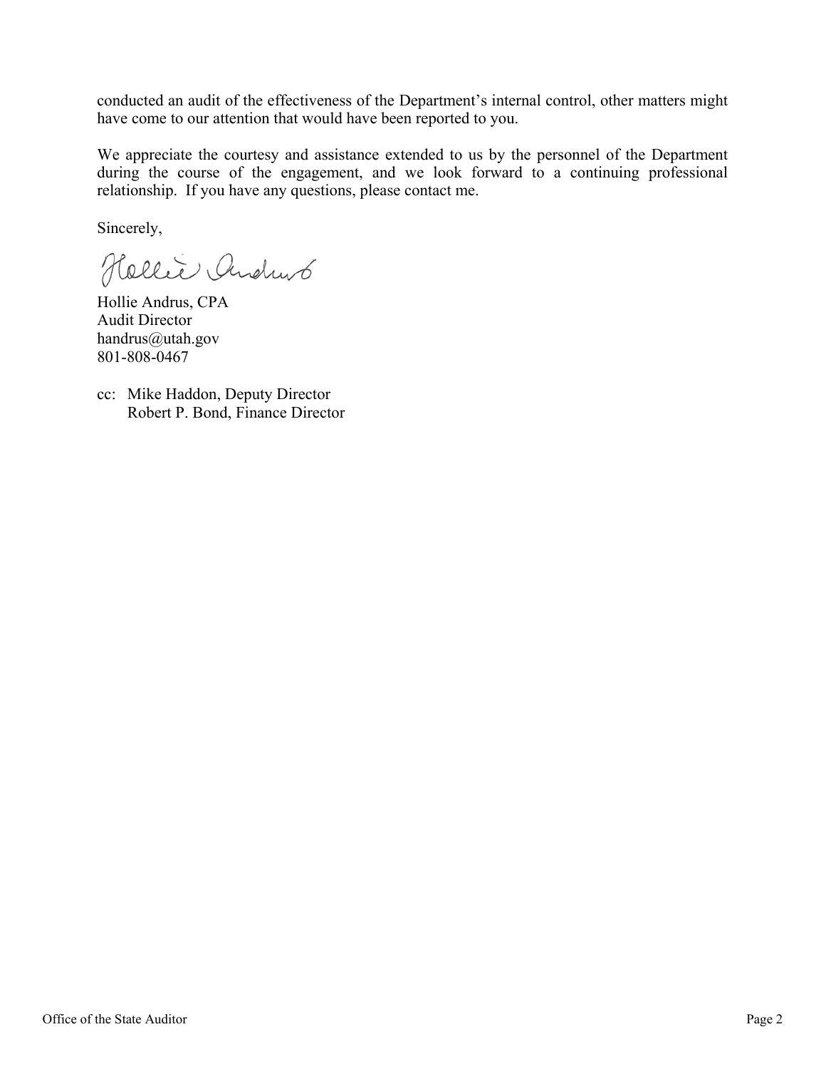conducted an audit of the effectiveness of the Department's internal control, other matters might have come to our attention that would have been reported to you.

We appreciate the courtesy and assistance extended to us by the personnel of the Department during the course of the engagement, and we look forward to a continuing professional relationship. If you have any questions, please contact me.

Sincerely,

Hollie Andrus, CPA  
Audit Director  
handrus@utah.gov  
801-808-0467

cc: Mike Haddon, Deputy Director  
Robert P. Bond, Finance Director